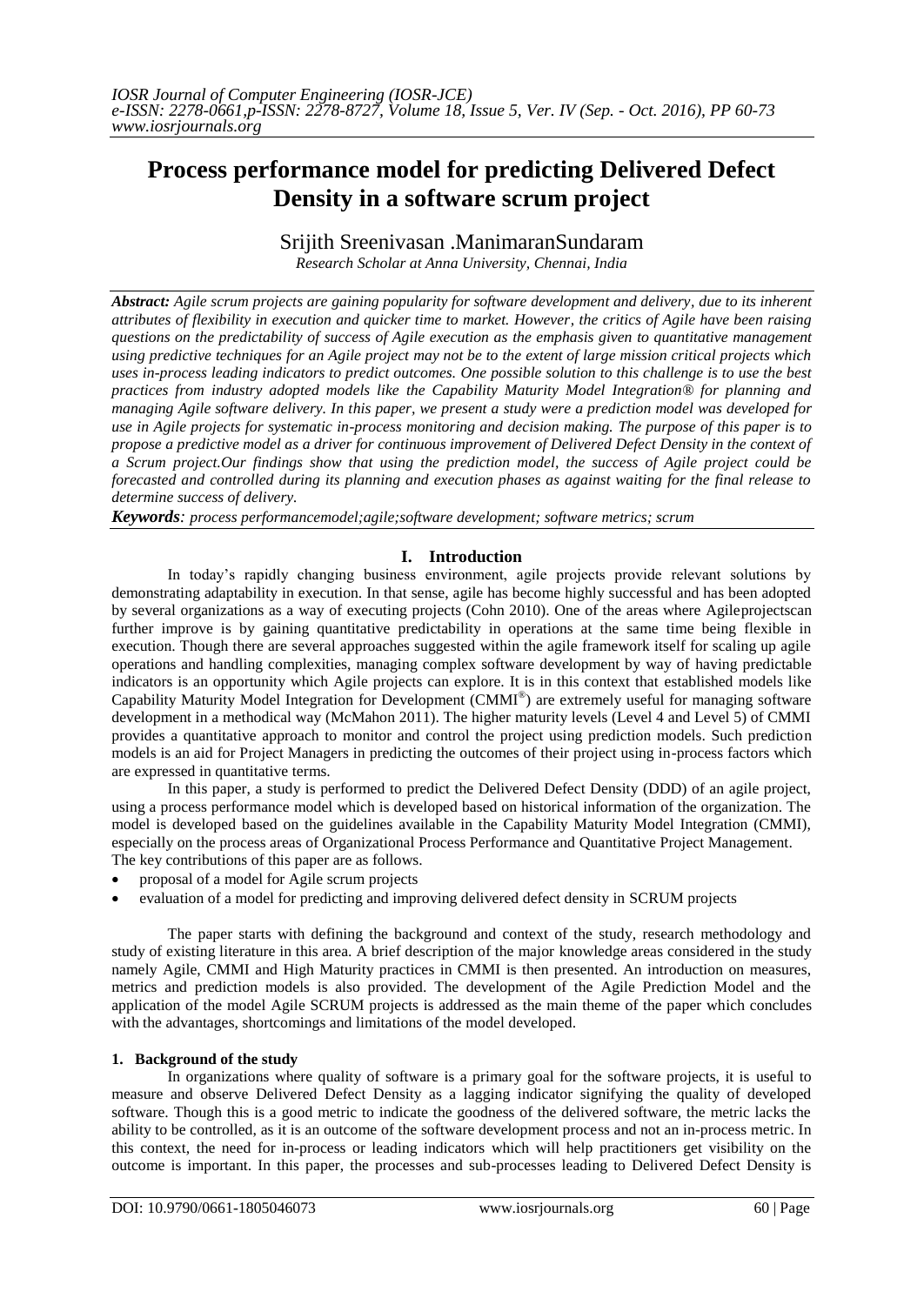# Process performance model for predicting Delivered Defect Density in a software scrum project

Srijith Sreenivasan .ManimaranSundaram

*Research Scholar at Anna University, Chennai, India*

***Abstract:*** *Agile scrum projects are gaining popularity for software development and delivery, due to its inherent attributes of flexibility in execution and quicker time to market. However, the critics of Agile have been raising questions on the predictability of success of Agile execution as the emphasis given to quantitative management using predictive techniques for an Agile project may not be to the extent of large mission critical projects which uses in-process leading indicators to predict outcomes. One possible solution to this challenge is to use the best practices from industry adopted models like the Capability Maturity Model Integration® for planning and managing Agile software delivery. In this paper, we present a study were a prediction model was developed for use in Agile projects for systematic in-process monitoring and decision making. The purpose of this paper is to propose a predictive model as a driver for continuous improvement of Delivered Defect Density in the context of a Scrum project.Our findings show that using the prediction model, the success of Agile project could be forecasted and controlled during its planning and execution phases as against waiting for the final release to determine success of delivery.*

***Keywords****: process performancemodel;agile;software development; software metrics; scrum*

## I. Introduction

In today's rapidly changing business environment, agile projects provide relevant solutions by demonstrating adaptability in execution. In that sense, agile has become highly successful and has been adopted by several organizations as a way of executing projects (Cohn 2010). One of the areas where Agileprojectscan further improve is by gaining quantitative predictability in operations at the same time being flexible in execution. Though there are several approaches suggested within the agile framework itself for scaling up agile operations and handling complexities, managing complex software development by way of having predictable indicators is an opportunity which Agile projects can explore. It is in this context that established models like Capability Maturity Model Integration for Development (CMMI®) are extremely useful for managing software development in a methodical way (McMahon 2011). The higher maturity levels (Level 4 and Level 5) of CMMI provides a quantitative approach to monitor and control the project using prediction models. Such prediction models is an aid for Project Managers in predicting the outcomes of their project using in-process factors which are expressed in quantitative terms.

In this paper, a study is performed to predict the Delivered Defect Density (DDD) of an agile project, using a process performance model which is developed based on historical information of the organization. The model is developed based on the guidelines available in the Capability Maturity Model Integration (CMMI), especially on the process areas of Organizational Process Performance and Quantitative Project Management. The key contributions of this paper are as follows.

- proposal of a model for Agile scrum projects
- evaluation of a model for predicting and improving delivered defect density in SCRUM projects

The paper starts with defining the background and context of the study, research methodology and study of existing literature in this area. A brief description of the major knowledge areas considered in the study namely Agile, CMMI and High Maturity practices in CMMI is then presented. An introduction on measures, metrics and prediction models is also provided. The development of the Agile Prediction Model and the application of the model Agile SCRUM projects is addressed as the main theme of the paper which concludes with the advantages, shortcomings and limitations of the model developed.

### 1. Background of the study

In organizations where quality of software is a primary goal for the software projects, it is useful to measure and observe Delivered Defect Density as a lagging indicator signifying the quality of developed software. Though this is a good metric to indicate the goodness of the delivered software, the metric lacks the ability to be controlled, as it is an outcome of the software development process and not an in-process metric. In this context, the need for in-process or leading indicators which will help practitioners get visibility on the outcome is important. In this paper, the processes and sub-processes leading to Delivered Defect Density is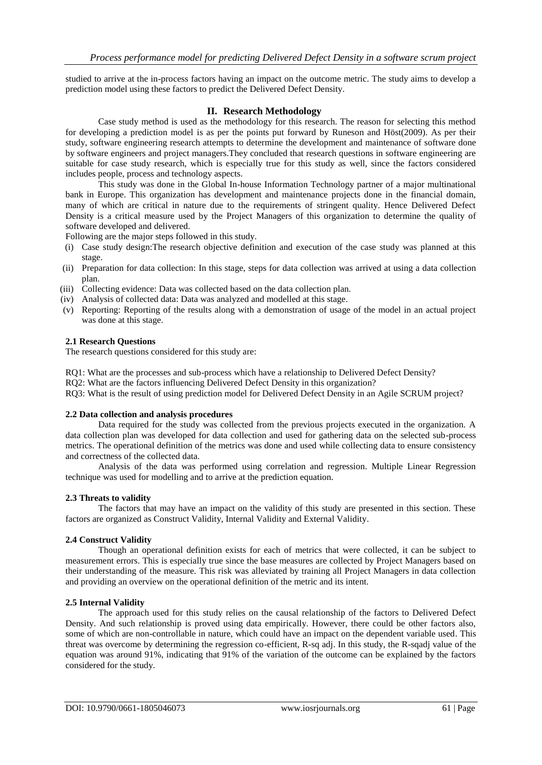studied to arrive at the in-process factors having an impact on the outcome metric. The study aims to develop a prediction model using these factors to predict the Delivered Defect Density.

## II. Research Methodology

Case study method is used as the methodology for this research. The reason for selecting this method for developing a prediction model is as per the points put forward by Runeson and Höst(2009). As per their study, software engineering research attempts to determine the development and maintenance of software done by software engineers and project managers.They concluded that research questions in software engineering are suitable for case study research, which is especially true for this study as well, since the factors considered includes people, process and technology aspects.

This study was done in the Global In-house Information Technology partner of a major multinational bank in Europe. This organization has development and maintenance projects done in the financial domain, many of which are critical in nature due to the requirements of stringent quality. Hence Delivered Defect Density is a critical measure used by the Project Managers of this organization to determine the quality of software developed and delivered.

Following are the major steps followed in this study.

(i) Case study design:The research objective definition and execution of the case study was planned at this stage.
(ii) Preparation for data collection: In this stage, steps for data collection was arrived at using a data collection plan.
(iii) Collecting evidence: Data was collected based on the data collection plan.
(iv) Analysis of collected data: Data was analyzed and modelled at this stage.
(v) Reporting: Reporting of the results along with a demonstration of usage of the model in an actual project was done at this stage.

### 2.1 Research Questions

The research questions considered for this study are:

RQ1: What are the processes and sub-process which have a relationship to Delivered Defect Density?
RQ2: What are the factors influencing Delivered Defect Density in this organization?
RQ3: What is the result of using prediction model for Delivered Defect Density in an Agile SCRUM project?

### 2.2 Data collection and analysis procedures

Data required for the study was collected from the previous projects executed in the organization. A data collection plan was developed for data collection and used for gathering data on the selected sub-process metrics. The operational definition of the metrics was done and used while collecting data to ensure consistency and correctness of the collected data.

Analysis of the data was performed using correlation and regression. Multiple Linear Regression technique was used for modelling and to arrive at the prediction equation.

### 2.3 Threats to validity

The factors that may have an impact on the validity of this study are presented in this section. These factors are organized as Construct Validity, Internal Validity and External Validity.

### 2.4 Construct Validity

Though an operational definition exists for each of metrics that were collected, it can be subject to measurement errors. This is especially true since the base measures are collected by Project Managers based on their understanding of the measure. This risk was alleviated by training all Project Managers in data collection and providing an overview on the operational definition of the metric and its intent.

### 2.5 Internal Validity

The approach used for this study relies on the causal relationship of the factors to Delivered Defect Density. And such relationship is proved using data empirically. However, there could be other factors also, some of which are non-controllable in nature, which could have an impact on the dependent variable used. This threat was overcome by determining the regression co-efficient, R-sq adj. In this study, the R-sqadj value of the equation was around 91%, indicating that 91% of the variation of the outcome can be explained by the factors considered for the study.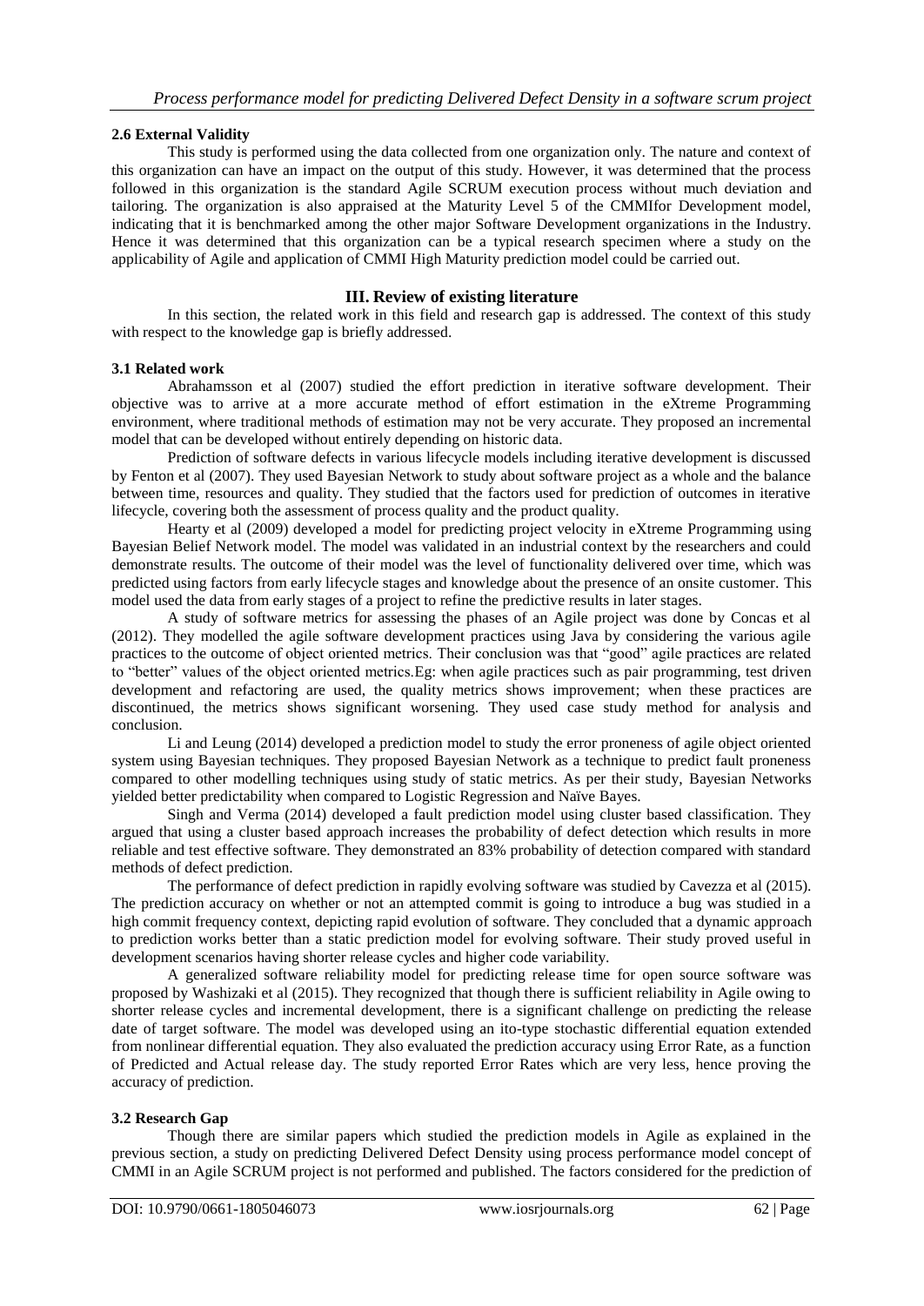### 2.6 External Validity

This study is performed using the data collected from one organization only. The nature and context of this organization can have an impact on the output of this study. However, it was determined that the process followed in this organization is the standard Agile SCRUM execution process without much deviation and tailoring. The organization is also appraised at the Maturity Level 5 of the CMMIfor Development model, indicating that it is benchmarked among the other major Software Development organizations in the Industry. Hence it was determined that this organization can be a typical research specimen where a study on the applicability of Agile and application of CMMI High Maturity prediction model could be carried out.

## III. Review of existing literature

In this section, the related work in this field and research gap is addressed. The context of this study with respect to the knowledge gap is briefly addressed.

### 3.1 Related work

Abrahamsson et al (2007) studied the effort prediction in iterative software development. Their objective was to arrive at a more accurate method of effort estimation in the eXtreme Programming environment, where traditional methods of estimation may not be very accurate. They proposed an incremental model that can be developed without entirely depending on historic data.

Prediction of software defects in various lifecycle models including iterative development is discussed by Fenton et al (2007). They used Bayesian Network to study about software project as a whole and the balance between time, resources and quality. They studied that the factors used for prediction of outcomes in iterative lifecycle, covering both the assessment of process quality and the product quality.

Hearty et al (2009) developed a model for predicting project velocity in eXtreme Programming using Bayesian Belief Network model. The model was validated in an industrial context by the researchers and could demonstrate results. The outcome of their model was the level of functionality delivered over time, which was predicted using factors from early lifecycle stages and knowledge about the presence of an onsite customer. This model used the data from early stages of a project to refine the predictive results in later stages.

A study of software metrics for assessing the phases of an Agile project was done by Concas et al (2012). They modelled the agile software development practices using Java by considering the various agile practices to the outcome of object oriented metrics. Their conclusion was that "good" agile practices are related to "better" values of the object oriented metrics.Eg: when agile practices such as pair programming, test driven development and refactoring are used, the quality metrics shows improvement; when these practices are discontinued, the metrics shows significant worsening. They used case study method for analysis and conclusion.

Li and Leung (2014) developed a prediction model to study the error proneness of agile object oriented system using Bayesian techniques. They proposed Bayesian Network as a technique to predict fault proneness compared to other modelling techniques using study of static metrics. As per their study, Bayesian Networks yielded better predictability when compared to Logistic Regression and Naïve Bayes.

Singh and Verma (2014) developed a fault prediction model using cluster based classification. They argued that using a cluster based approach increases the probability of defect detection which results in more reliable and test effective software. They demonstrated an 83% probability of detection compared with standard methods of defect prediction.

The performance of defect prediction in rapidly evolving software was studied by Cavezza et al (2015). The prediction accuracy on whether or not an attempted commit is going to introduce a bug was studied in a high commit frequency context, depicting rapid evolution of software. They concluded that a dynamic approach to prediction works better than a static prediction model for evolving software. Their study proved useful in development scenarios having shorter release cycles and higher code variability.

A generalized software reliability model for predicting release time for open source software was proposed by Washizaki et al (2015). They recognized that though there is sufficient reliability in Agile owing to shorter release cycles and incremental development, there is a significant challenge on predicting the release date of target software. The model was developed using an ito-type stochastic differential equation extended from nonlinear differential equation. They also evaluated the prediction accuracy using Error Rate, as a function of Predicted and Actual release day. The study reported Error Rates which are very less, hence proving the accuracy of prediction.

### 3.2 Research Gap

Though there are similar papers which studied the prediction models in Agile as explained in the previous section, a study on predicting Delivered Defect Density using process performance model concept of CMMI in an Agile SCRUM project is not performed and published. The factors considered for the prediction of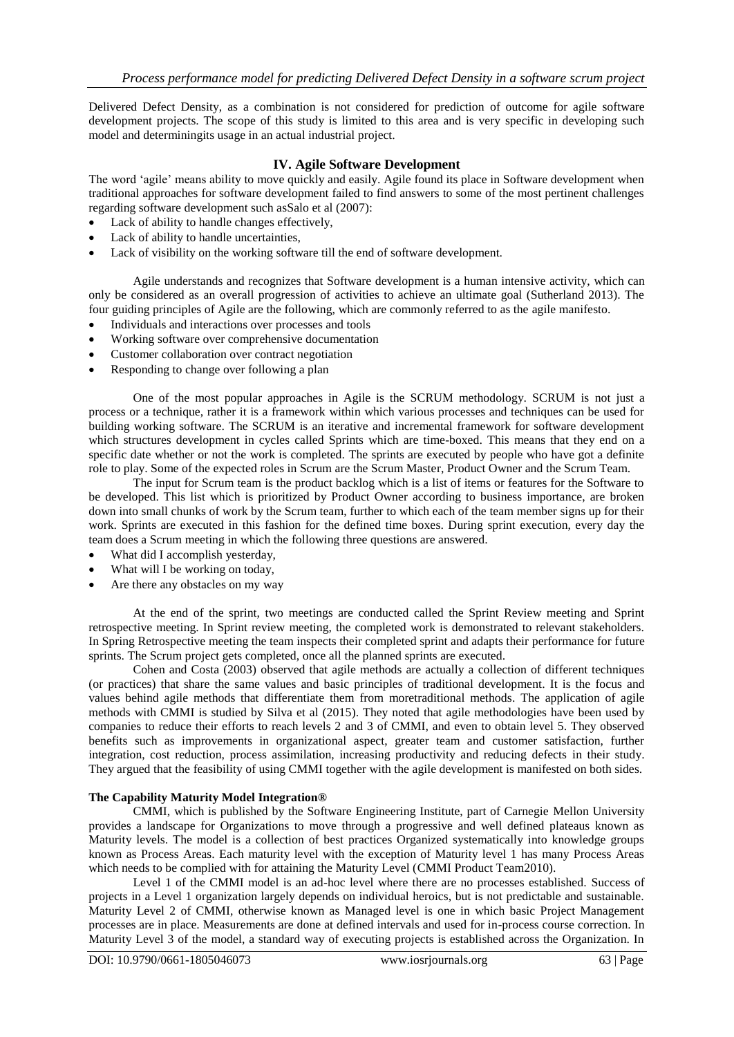Delivered Defect Density, as a combination is not considered for prediction of outcome for agile software development projects. The scope of this study is limited to this area and is very specific in developing such model and determiningits usage in an actual industrial project.

## IV. Agile Software Development

The word 'agile' means ability to move quickly and easily. Agile found its place in Software development when traditional approaches for software development failed to find answers to some of the most pertinent challenges regarding software development such asSalo et al (2007):

- Lack of ability to handle changes effectively,
- Lack of ability to handle uncertainties,
- Lack of visibility on the working software till the end of software development.

Agile understands and recognizes that Software development is a human intensive activity, which can only be considered as an overall progression of activities to achieve an ultimate goal (Sutherland 2013). The four guiding principles of Agile are the following, which are commonly referred to as the agile manifesto.

- Individuals and interactions over processes and tools
- Working software over comprehensive documentation
- Customer collaboration over contract negotiation
- Responding to change over following a plan

One of the most popular approaches in Agile is the SCRUM methodology. SCRUM is not just a process or a technique, rather it is a framework within which various processes and techniques can be used for building working software. The SCRUM is an iterative and incremental framework for software development which structures development in cycles called Sprints which are time-boxed. This means that they end on a specific date whether or not the work is completed. The sprints are executed by people who have got a definite role to play. Some of the expected roles in Scrum are the Scrum Master, Product Owner and the Scrum Team.

The input for Scrum team is the product backlog which is a list of items or features for the Software to be developed. This list which is prioritized by Product Owner according to business importance, are broken down into small chunks of work by the Scrum team, further to which each of the team member signs up for their work. Sprints are executed in this fashion for the defined time boxes. During sprint execution, every day the team does a Scrum meeting in which the following three questions are answered.

- What did I accomplish yesterday,
- What will I be working on today,
- Are there any obstacles on my way

At the end of the sprint, two meetings are conducted called the Sprint Review meeting and Sprint retrospective meeting. In Sprint review meeting, the completed work is demonstrated to relevant stakeholders. In Spring Retrospective meeting the team inspects their completed sprint and adapts their performance for future sprints. The Scrum project gets completed, once all the planned sprints are executed.

Cohen and Costa (2003) observed that agile methods are actually a collection of different techniques (or practices) that share the same values and basic principles of traditional development. It is the focus and values behind agile methods that differentiate them from moretraditional methods. The application of agile methods with CMMI is studied by Silva et al (2015). They noted that agile methodologies have been used by companies to reduce their efforts to reach levels 2 and 3 of CMMI, and even to obtain level 5. They observed benefits such as improvements in organizational aspect, greater team and customer satisfaction, further integration, cost reduction, process assimilation, increasing productivity and reducing defects in their study. They argued that the feasibility of using CMMI together with the agile development is manifested on both sides.

**The Capability Maturity Model Integration®**

CMMI, which is published by the Software Engineering Institute, part of Carnegie Mellon University provides a landscape for Organizations to move through a progressive and well defined plateaus known as Maturity levels. The model is a collection of best practices Organized systematically into knowledge groups known as Process Areas. Each maturity level with the exception of Maturity level 1 has many Process Areas which needs to be complied with for attaining the Maturity Level (CMMI Product Team2010).

Level 1 of the CMMI model is an ad-hoc level where there are no processes established. Success of projects in a Level 1 organization largely depends on individual heroics, but is not predictable and sustainable. Maturity Level 2 of CMMI, otherwise known as Managed level is one in which basic Project Management processes are in place. Measurements are done at defined intervals and used for in-process course correction. In Maturity Level 3 of the model, a standard way of executing projects is established across the Organization. In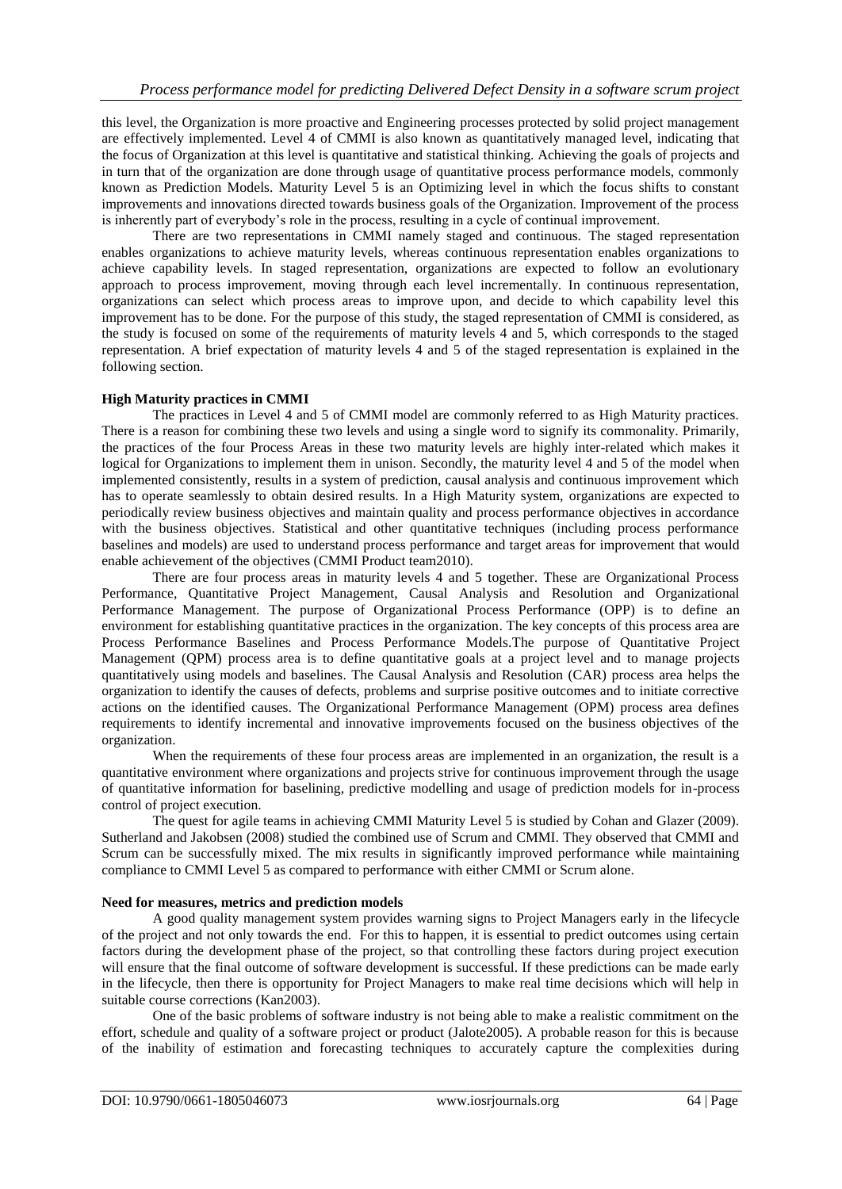this level, the Organization is more proactive and Engineering processes protected by solid project management are effectively implemented. Level 4 of CMMI is also known as quantitatively managed level, indicating that the focus of Organization at this level is quantitative and statistical thinking. Achieving the goals of projects and in turn that of the organization are done through usage of quantitative process performance models, commonly known as Prediction Models. Maturity Level 5 is an Optimizing level in which the focus shifts to constant improvements and innovations directed towards business goals of the Organization. Improvement of the process is inherently part of everybody's role in the process, resulting in a cycle of continual improvement.

There are two representations in CMMI namely staged and continuous. The staged representation enables organizations to achieve maturity levels, whereas continuous representation enables organizations to achieve capability levels. In staged representation, organizations are expected to follow an evolutionary approach to process improvement, moving through each level incrementally. In continuous representation, organizations can select which process areas to improve upon, and decide to which capability level this improvement has to be done. For the purpose of this study, the staged representation of CMMI is considered, as the study is focused on some of the requirements of maturity levels 4 and 5, which corresponds to the staged representation. A brief expectation of maturity levels 4 and 5 of the staged representation is explained in the following section.

**High Maturity practices in CMMI**

The practices in Level 4 and 5 of CMMI model are commonly referred to as High Maturity practices. There is a reason for combining these two levels and using a single word to signify its commonality. Primarily, the practices of the four Process Areas in these two maturity levels are highly inter-related which makes it logical for Organizations to implement them in unison. Secondly, the maturity level 4 and 5 of the model when implemented consistently, results in a system of prediction, causal analysis and continuous improvement which has to operate seamlessly to obtain desired results. In a High Maturity system, organizations are expected to periodically review business objectives and maintain quality and process performance objectives in accordance with the business objectives. Statistical and other quantitative techniques (including process performance baselines and models) are used to understand process performance and target areas for improvement that would enable achievement of the objectives (CMMI Product team2010).

There are four process areas in maturity levels 4 and 5 together. These are Organizational Process Performance, Quantitative Project Management, Causal Analysis and Resolution and Organizational Performance Management. The purpose of Organizational Process Performance (OPP) is to define an environment for establishing quantitative practices in the organization. The key concepts of this process area are Process Performance Baselines and Process Performance Models.The purpose of Quantitative Project Management (QPM) process area is to define quantitative goals at a project level and to manage projects quantitatively using models and baselines. The Causal Analysis and Resolution (CAR) process area helps the organization to identify the causes of defects, problems and surprise positive outcomes and to initiate corrective actions on the identified causes. The Organizational Performance Management (OPM) process area defines requirements to identify incremental and innovative improvements focused on the business objectives of the organization.

When the requirements of these four process areas are implemented in an organization, the result is a quantitative environment where organizations and projects strive for continuous improvement through the usage of quantitative information for baselining, predictive modelling and usage of prediction models for in-process control of project execution.

The quest for agile teams in achieving CMMI Maturity Level 5 is studied by Cohan and Glazer (2009). Sutherland and Jakobsen (2008) studied the combined use of Scrum and CMMI. They observed that CMMI and Scrum can be successfully mixed. The mix results in significantly improved performance while maintaining compliance to CMMI Level 5 as compared to performance with either CMMI or Scrum alone.

**Need for measures, metrics and prediction models**

A good quality management system provides warning signs to Project Managers early in the lifecycle of the project and not only towards the end. For this to happen, it is essential to predict outcomes using certain factors during the development phase of the project, so that controlling these factors during project execution will ensure that the final outcome of software development is successful. If these predictions can be made early in the lifecycle, then there is opportunity for Project Managers to make real time decisions which will help in suitable course corrections (Kan2003).

One of the basic problems of software industry is not being able to make a realistic commitment on the effort, schedule and quality of a software project or product (Jalote2005). A probable reason for this is because of the inability of estimation and forecasting techniques to accurately capture the complexities during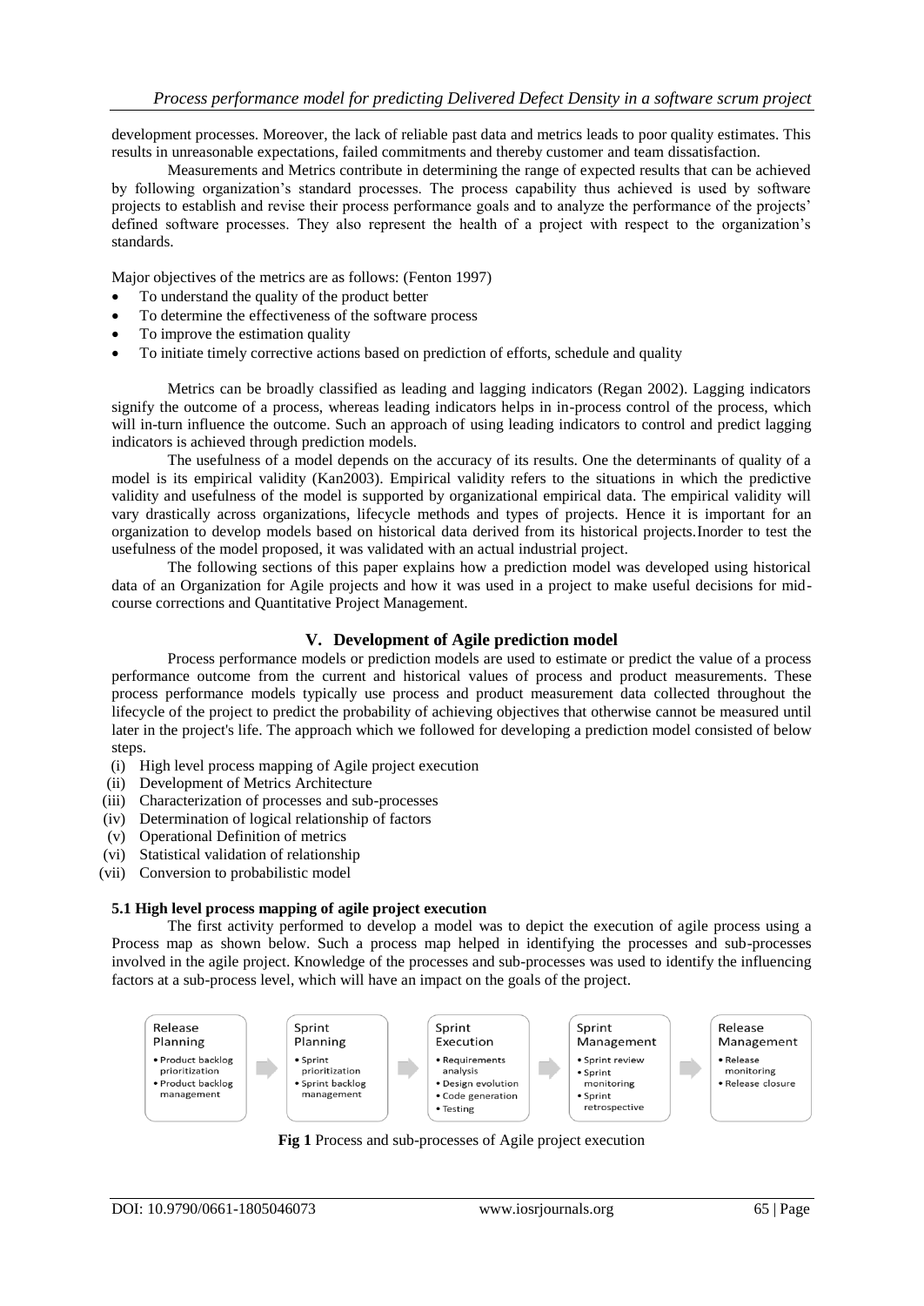development processes. Moreover, the lack of reliable past data and metrics leads to poor quality estimates. This results in unreasonable expectations, failed commitments and thereby customer and team dissatisfaction.

Measurements and Metrics contribute in determining the range of expected results that can be achieved by following organization's standard processes. The process capability thus achieved is used by software projects to establish and revise their process performance goals and to analyze the performance of the projects' defined software processes. They also represent the health of a project with respect to the organization's standards.

Major objectives of the metrics are as follows: (Fenton 1997)

- To understand the quality of the product better
- To determine the effectiveness of the software process
- To improve the estimation quality
- To initiate timely corrective actions based on prediction of efforts, schedule and quality

Metrics can be broadly classified as leading and lagging indicators (Regan 2002). Lagging indicators signify the outcome of a process, whereas leading indicators helps in in-process control of the process, which will in-turn influence the outcome. Such an approach of using leading indicators to control and predict lagging indicators is achieved through prediction models.

The usefulness of a model depends on the accuracy of its results. One the determinants of quality of a model is its empirical validity (Kan2003). Empirical validity refers to the situations in which the predictive validity and usefulness of the model is supported by organizational empirical data. The empirical validity will vary drastically across organizations, lifecycle methods and types of projects. Hence it is important for an organization to develop models based on historical data derived from its historical projects.Inorder to test the usefulness of the model proposed, it was validated with an actual industrial project.

The following sections of this paper explains how a prediction model was developed using historical data of an Organization for Agile projects and how it was used in a project to make useful decisions for mid-course corrections and Quantitative Project Management.

## V. Development of Agile prediction model

Process performance models or prediction models are used to estimate or predict the value of a process performance outcome from the current and historical values of process and product measurements. These process performance models typically use process and product measurement data collected throughout the lifecycle of the project to predict the probability of achieving objectives that otherwise cannot be measured until later in the project's life. The approach which we followed for developing a prediction model consisted of below steps.

(i) High level process mapping of Agile project execution
(ii) Development of Metrics Architecture
(iii) Characterization of processes and sub-processes
(iv) Determination of logical relationship of factors
(v) Operational Definition of metrics
(vi) Statistical validation of relationship
(vii) Conversion to probabilistic model

### 5.1 High level process mapping of agile project execution

The first activity performed to develop a model was to depict the execution of agile process using a Process map as shown below. Such a process map helped in identifying the processes and sub-processes involved in the agile project. Knowledge of the processes and sub-processes was used to identify the influencing factors at a sub-process level, which will have an impact on the goals of the project.

| Release Planning | Sprint Planning | Sprint Execution | Sprint Management | Release Management |
|---|---|---|---|---|
| • Product backlog prioritization<br>• Product backlog management | • Sprint prioritization<br>• Sprint backlog management | • Requirements analysis<br>• Design evolution<br>• Code generation<br>• Testing | • Sprint review<br>• Sprint monitoring<br>• Sprint retrospective | • Release monitoring<br>• Release closure |

**Fig 1** Process and sub-processes of Agile project execution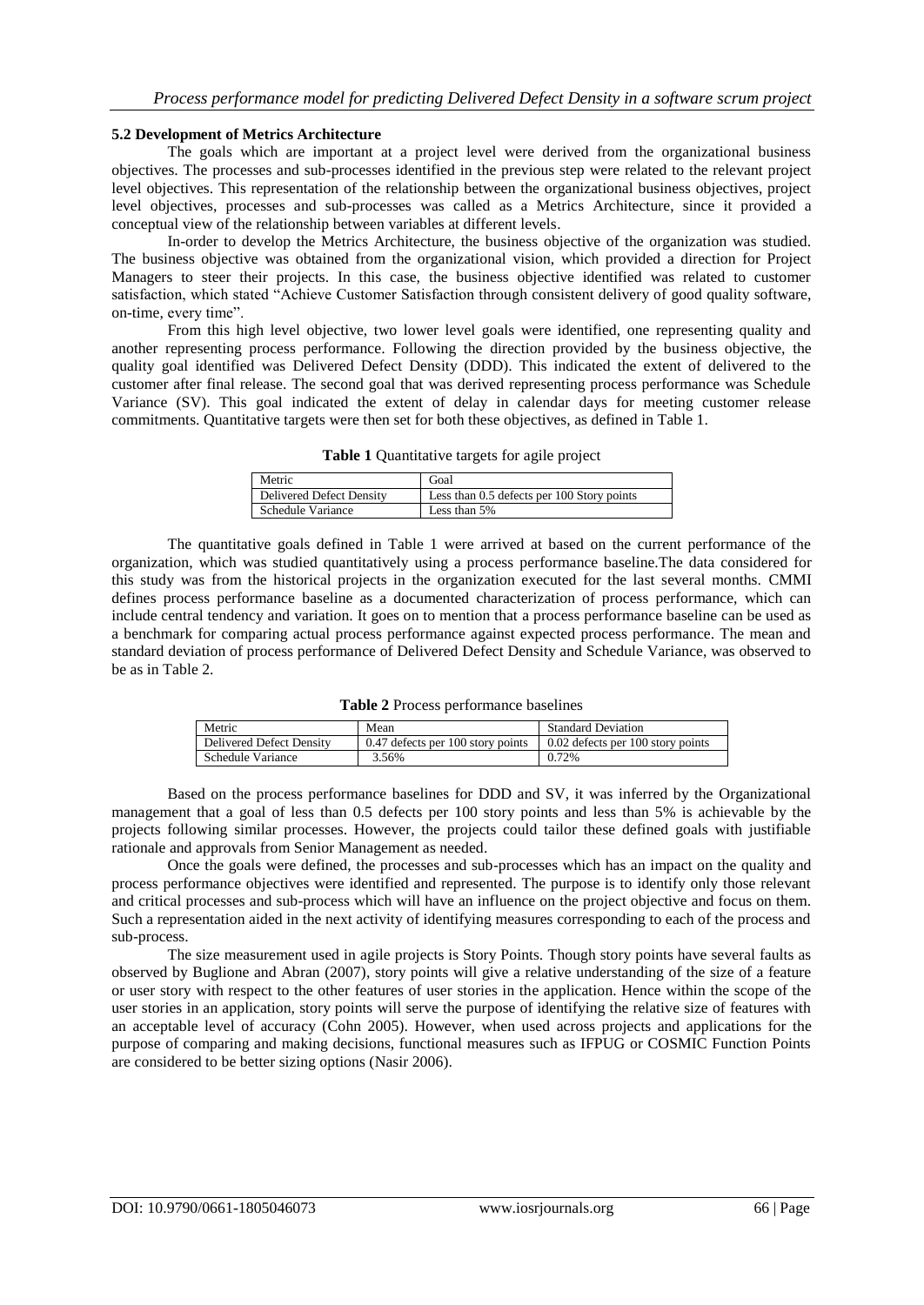### 5.2 Development of Metrics Architecture

The goals which are important at a project level were derived from the organizational business objectives. The processes and sub-processes identified in the previous step were related to the relevant project level objectives. This representation of the relationship between the organizational business objectives, project level objectives, processes and sub-processes was called as a Metrics Architecture, since it provided a conceptual view of the relationship between variables at different levels.

In-order to develop the Metrics Architecture, the business objective of the organization was studied. The business objective was obtained from the organizational vision, which provided a direction for Project Managers to steer their projects. In this case, the business objective identified was related to customer satisfaction, which stated "Achieve Customer Satisfaction through consistent delivery of good quality software, on-time, every time".

From this high level objective, two lower level goals were identified, one representing quality and another representing process performance. Following the direction provided by the business objective, the quality goal identified was Delivered Defect Density (DDD). This indicated the extent of delivered to the customer after final release. The second goal that was derived representing process performance was Schedule Variance (SV). This goal indicated the extent of delay in calendar days for meeting customer release commitments. Quantitative targets were then set for both these objectives, as defined in Table 1.

**Table 1** Quantitative targets for agile project

| Metric | Goal |
|---|---|
| Delivered Defect Density | Less than 0.5 defects per 100 Story points |
| Schedule Variance | Less than 5% |

The quantitative goals defined in Table 1 were arrived at based on the current performance of the organization, which was studied quantitatively using a process performance baseline.The data considered for this study was from the historical projects in the organization executed for the last several months. CMMI defines process performance baseline as a documented characterization of process performance, which can include central tendency and variation. It goes on to mention that a process performance baseline can be used as a benchmark for comparing actual process performance against expected process performance. The mean and standard deviation of process performance of Delivered Defect Density and Schedule Variance, was observed to be as in Table 2.

**Table 2** Process performance baselines

| Metric | Mean | Standard Deviation |
|---|---|---|
| Delivered Defect Density | 0.47 defects per 100 story points | 0.02 defects per 100 story points |
| Schedule Variance | 3.56% | 0.72% |

Based on the process performance baselines for DDD and SV, it was inferred by the Organizational management that a goal of less than 0.5 defects per 100 story points and less than 5% is achievable by the projects following similar processes. However, the projects could tailor these defined goals with justifiable rationale and approvals from Senior Management as needed.

Once the goals were defined, the processes and sub-processes which has an impact on the quality and process performance objectives were identified and represented. The purpose is to identify only those relevant and critical processes and sub-process which will have an influence on the project objective and focus on them. Such a representation aided in the next activity of identifying measures corresponding to each of the process and sub-process.

The size measurement used in agile projects is Story Points. Though story points have several faults as observed by Buglione and Abran (2007), story points will give a relative understanding of the size of a feature or user story with respect to the other features of user stories in the application. Hence within the scope of the user stories in an application, story points will serve the purpose of identifying the relative size of features with an acceptable level of accuracy (Cohn 2005). However, when used across projects and applications for the purpose of comparing and making decisions, functional measures such as IFPUG or COSMIC Function Points are considered to be better sizing options (Nasir 2006).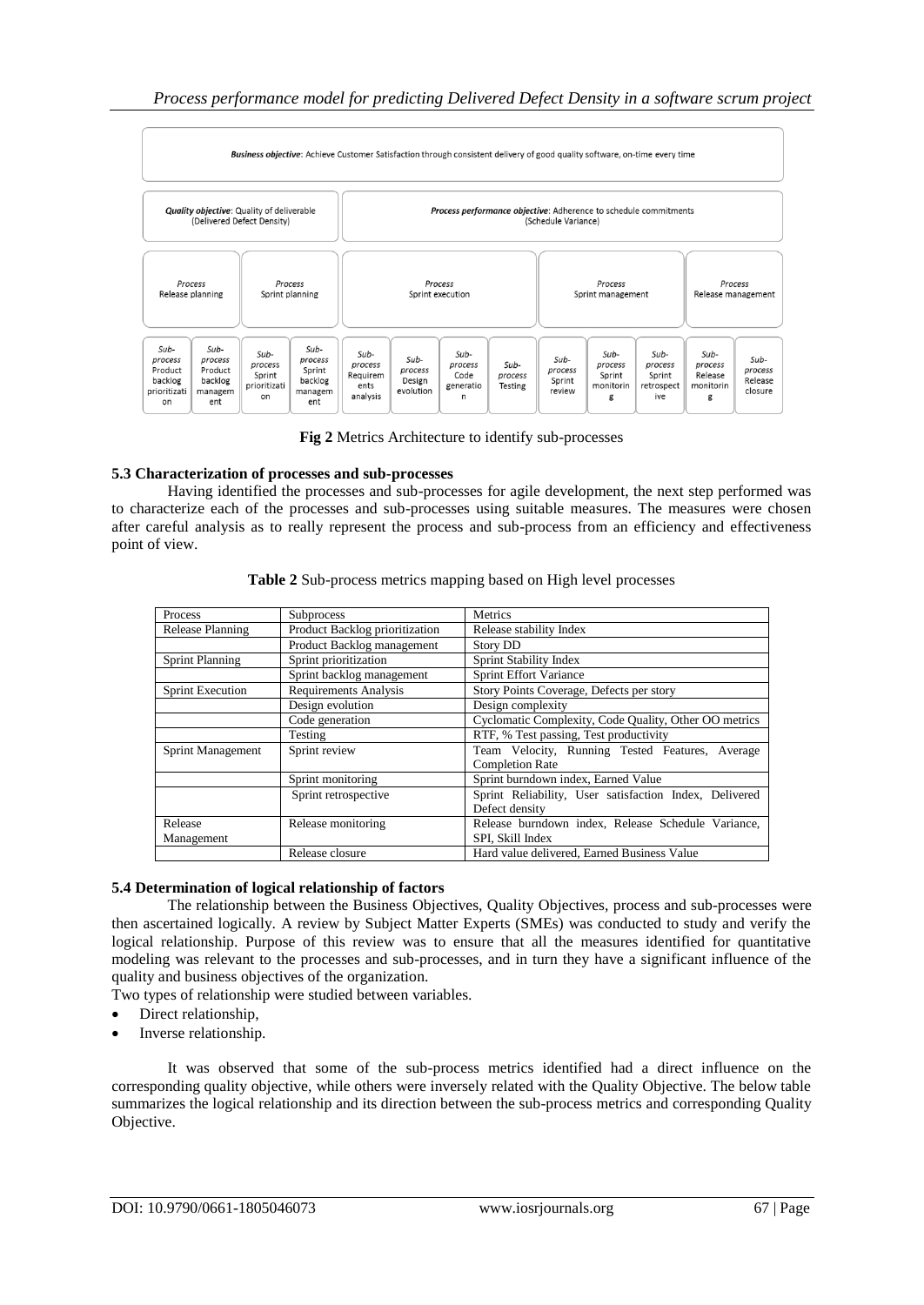**Business objective**: Achieve Customer Satisfaction through consistent delivery of good quality software, on-time every time

| *Quality objective*: Quality of deliverable (Delivered Defect Density) | | | | *Process performance objective*: Adherence to schedule commitments (Schedule Variance) | | | | | | | | | |
|---|---|---|---|---|---|---|---|---|---|---|---|---|---|
| Process Release planning | | Process Sprint planning | | Process Sprint execution | | | | Process Sprint management | | | Process Release management | |
| Sub-process Product backlog prioritization | Sub-process Product backlog management | Sub-process Sprint prioritization | Sub-process Sprint backlog management | Sub-process Requirements analysis | Sub-process Design evolution | Sub-process Code generation | Sub-process Testing | Sub-process Sprint review | Sub-process Sprint monitoring | Sub-process Sprint retrospective | Sub-process Release monitoring | Sub-process Release closure |

**Fig 2** Metrics Architecture to identify sub-processes

### 5.3 Characterization of processes and sub-processes

Having identified the processes and sub-processes for agile development, the next step performed was to characterize each of the processes and sub-processes using suitable measures. The measures were chosen after careful analysis as to really represent the process and sub-process from an efficiency and effectiveness point of view.

**Table 2** Sub-process metrics mapping based on High level processes

| Process | Subprocess | Metrics |
|---|---|---|
| Release Planning | Product Backlog prioritization | Release stability Index |
| | Product Backlog management | Story DD |
| Sprint Planning | Sprint prioritization | Sprint Stability Index |
| | Sprint backlog management | Sprint Effort Variance |
| Sprint Execution | Requirements Analysis | Story Points Coverage, Defects per story |
| | Design evolution | Design complexity |
| | Code generation | Cyclomatic Complexity, Code Quality, Other OO metrics |
| | Testing | RTF, % Test passing, Test productivity |
| Sprint Management | Sprint review | Team Velocity, Running Tested Features, Average Completion Rate |
| | Sprint monitoring | Sprint burndown index, Earned Value |
| | Sprint retrospective | Sprint Reliability, User satisfaction Index, Delivered Defect density |
| Release Management | Release monitoring | Release burndown index, Release Schedule Variance, SPI, Skill Index |
| | Release closure | Hard value delivered, Earned Business Value |

### 5.4 Determination of logical relationship of factors

The relationship between the Business Objectives, Quality Objectives, process and sub-processes were then ascertained logically. A review by Subject Matter Experts (SMEs) was conducted to study and verify the logical relationship. Purpose of this review was to ensure that all the measures identified for quantitative modeling was relevant to the processes and sub-processes, and in turn they have a significant influence of the quality and business objectives of the organization.

Two types of relationship were studied between variables.

- Direct relationship,
- Inverse relationship.

It was observed that some of the sub-process metrics identified had a direct influence on the corresponding quality objective, while others were inversely related with the Quality Objective. The below table summarizes the logical relationship and its direction between the sub-process metrics and corresponding Quality Objective.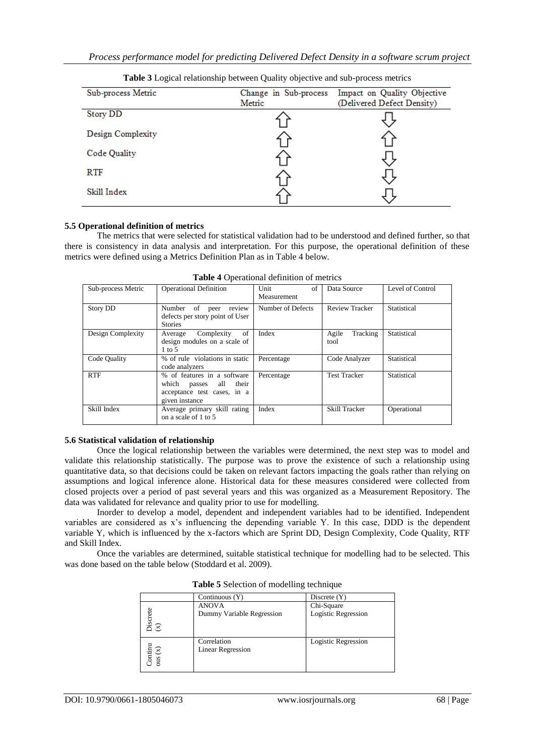**Table 3** Logical relationship between Quality objective and sub-process metrics

| Sub-process Metric | Change in Sub-process Metric | Impact on Quality Objective (Delivered Defect Density) |
|---|---|---|
| Story DD | ⇧ | ⇩ |
| Design Complexity | ⇧ | ⇧ |
| Code Quality | ⇧ | ⇩ |
| RTF | ⇧ | ⇩ |
| Skill Index | ⇧ | ⇩ |

### 5.5 Operational definition of metrics

The metrics that were selected for statistical validation had to be understood and defined further, so that there is consistency in data analysis and interpretation. For this purpose, the operational definition of these metrics were defined using a Metrics Definition Plan as in Table 4 below.

**Table 4** Operational definition of metrics

| Sub-process Metric | Operational Definition | Unit of Measurement | Data Source | Level of Control |
|---|---|---|---|---|
| Story DD | Number of peer review defects per story point of User Stories | Number of Defects | Review Tracker | Statistical |
| Design Complexity | Average Complexity of design modules on a scale of 1 to 5 | Index | Agile Tracking tool | Statistical |
| Code Quality | % of rule violations in static code analyzers | Percentage | Code Analyzer | Statistical |
| RTF | % of features in a software which passes all their acceptance test cases, in a given instance | Percentage | Test Tracker | Statistical |
| Skill Index | Average primary skill rating on a scale of 1 to 5 | Index | Skill Tracker | Operational |

### 5.6 Statistical validation of relationship

Once the logical relationship between the variables were determined, the next step was to model and validate this relationship statistically. The purpose was to prove the existence of such a relationship using quantitative data, so that decisions could be taken on relevant factors impacting the goals rather than relying on assumptions and logical inference alone. Historical data for these measures considered were collected from closed projects over a period of past several years and this was organized as a Measurement Repository. The data was validated for relevance and quality prior to use for modelling.

Inorder to develop a model, dependent and independent variables had to be identified. Independent variables are considered as x's influencing the depending variable Y. In this case, DDD is the dependent variable Y, which is influenced by the x-factors which are Sprint DD, Design Complexity, Code Quality, RTF and Skill Index.

Once the variables are determined, suitable statistical technique for modelling had to be selected. This was done based on the table below (Stoddard et al. 2009).

**Table 5** Selection of modelling technique

| | Continuous (Y) | Discrete (Y) |
|---|---|---|
| Discrete (x) | ANOVA<br>Dummy Variable Regression | Chi-Square<br>Logistic Regression |
| Continuous (x) | Correlation<br>Linear Regression | Logistic Regression |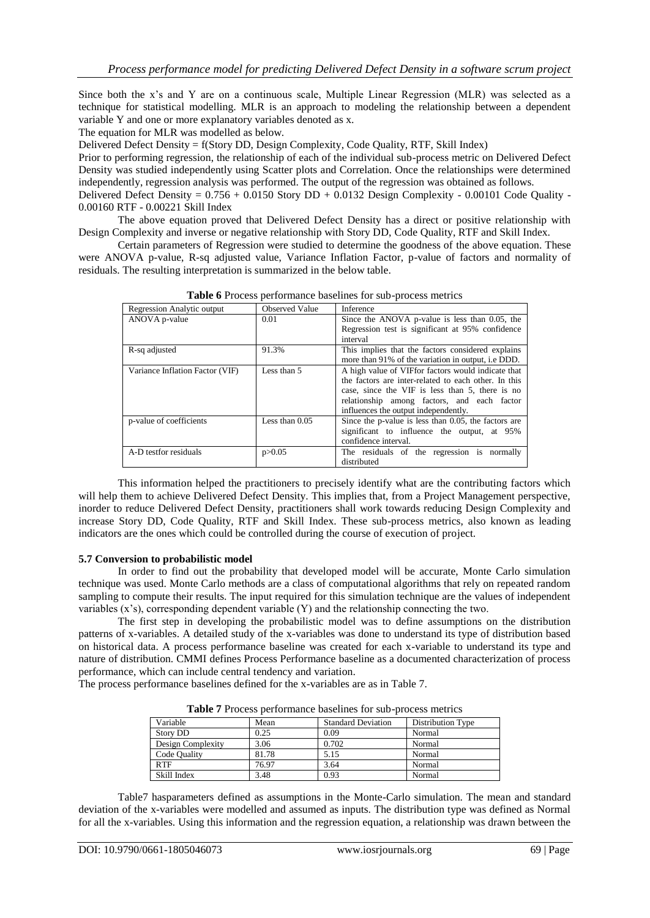Since both the x's and Y are on a continuous scale, Multiple Linear Regression (MLR) was selected as a technique for statistical modelling. MLR is an approach to modeling the relationship between a dependent variable Y and one or more explanatory variables denoted as x.

The equation for MLR was modelled as below.

Delivered Defect Density = f(Story DD, Design Complexity, Code Quality, RTF, Skill Index)

Prior to performing regression, the relationship of each of the individual sub-process metric on Delivered Defect Density was studied independently using Scatter plots and Correlation. Once the relationships were determined independently, regression analysis was performed. The output of the regression was obtained as follows.

Delivered Defect Density = 0.756 + 0.0150 Story DD + 0.0132 Design Complexity - 0.00101 Code Quality - 0.00160 RTF - 0.00221 Skill Index

The above equation proved that Delivered Defect Density has a direct or positive relationship with Design Complexity and inverse or negative relationship with Story DD, Code Quality, RTF and Skill Index.

Certain parameters of Regression were studied to determine the goodness of the above equation. These were ANOVA p-value, R-sq adjusted value, Variance Inflation Factor, p-value of factors and normality of residuals. The resulting interpretation is summarized in the below table.

**Table 6** Process performance baselines for sub-process metrics

| Regression Analytic output | Observed Value | Inference |
|---|---|---|
| ANOVA p-value | 0.01 | Since the ANOVA p-value is less than 0.05, the Regression test is significant at 95% confidence interval |
| R-sq adjusted | 91.3% | This implies that the factors considered explains more than 91% of the variation in output, i.e DDD. |
| Variance Inflation Factor (VIF) | Less than 5 | A high value of VIFfor factors would indicate that the factors are inter-related to each other. In this case, since the VIF is less than 5, there is no relationship among factors, and each factor influences the output independently. |
| p-value of coefficients | Less than 0.05 | Since the p-value is less than 0.05, the factors are significant to influence the output, at 95% confidence interval. |
| A-D testfor residuals | p>0.05 | The residuals of the regression is normally distributed |

This information helped the practitioners to precisely identify what are the contributing factors which will help them to achieve Delivered Defect Density. This implies that, from a Project Management perspective, inorder to reduce Delivered Defect Density, practitioners shall work towards reducing Design Complexity and increase Story DD, Code Quality, RTF and Skill Index. These sub-process metrics, also known as leading indicators are the ones which could be controlled during the course of execution of project.

### 5.7 Conversion to probabilistic model

In order to find out the probability that developed model will be accurate, Monte Carlo simulation technique was used. Monte Carlo methods are a class of computational algorithms that rely on repeated random sampling to compute their results. The input required for this simulation technique are the values of independent variables (x's), corresponding dependent variable (Y) and the relationship connecting the two.

The first step in developing the probabilistic model was to define assumptions on the distribution patterns of x-variables. A detailed study of the x-variables was done to understand its type of distribution based on historical data. A process performance baseline was created for each x-variable to understand its type and nature of distribution. CMMI defines Process Performance baseline as a documented characterization of process performance, which can include central tendency and variation.

The process performance baselines defined for the x-variables are as in Table 7.

**Table 7** Process performance baselines for sub-process metrics

| Variable | Mean | Standard Deviation | Distribution Type |
|---|---|---|---|
| Story DD | 0.25 | 0.09 | Normal |
| Design Complexity | 3.06 | 0.702 | Normal |
| Code Quality | 81.78 | 5.15 | Normal |
| RTF | 76.97 | 3.64 | Normal |
| Skill Index | 3.48 | 0.93 | Normal |

Table7 hasparameters defined as assumptions in the Monte-Carlo simulation. The mean and standard deviation of the x-variables were modelled and assumed as inputs. The distribution type was defined as Normal for all the x-variables. Using this information and the regression equation, a relationship was drawn between the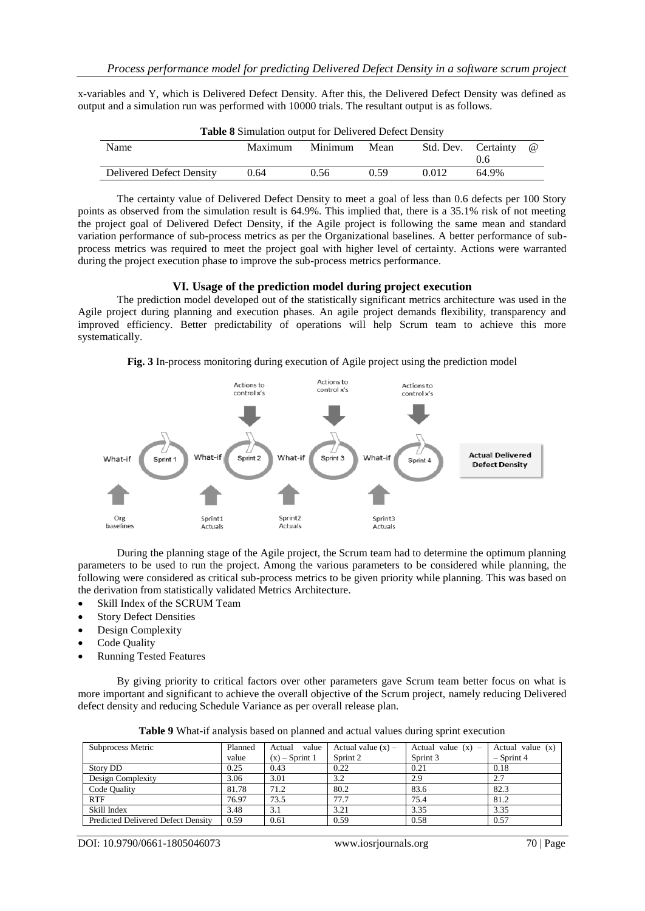x-variables and Y, which is Delivered Defect Density. After this, the Delivered Defect Density was defined as output and a simulation run was performed with 10000 trials. The resultant output is as follows.

**Table 8** Simulation output for Delivered Defect Density

| Name | Maximum | Minimum | Mean | Std. Dev. | Certainty @ 0.6 |
|---|---|---|---|---|---|
| Delivered Defect Density | 0.64 | 0.56 | 0.59 | 0.012 | 64.9% |

The certainty value of Delivered Defect Density to meet a goal of less than 0.6 defects per 100 Story points as observed from the simulation result is 64.9%. This implied that, there is a 35.1% risk of not meeting the project goal of Delivered Defect Density, if the Agile project is following the same mean and standard variation performance of sub-process metrics as per the Organizational baselines. A better performance of sub-process metrics was required to meet the project goal with higher level of certainty. Actions were warranted during the project execution phase to improve the sub-process metrics performance.

## VI. Usage of the prediction model during project execution

The prediction model developed out of the statistically significant metrics architecture was used in the Agile project during planning and execution phases. An agile project demands flexibility, transparency and improved efficiency. Better predictability of operations will help Scrum team to achieve this more systematically.

**Fig. 3** In-process monitoring during execution of Agile project using the prediction model

During the planning stage of the Agile project, the Scrum team had to determine the optimum planning parameters to be used to run the project. Among the various parameters to be considered while planning, the following were considered as critical sub-process metrics to be given priority while planning. This was based on the derivation from statistically validated Metrics Architecture.

- Skill Index of the SCRUM Team
- Story Defect Densities
- Design Complexity
- Code Quality
- Running Tested Features

By giving priority to critical factors over other parameters gave Scrum team better focus on what is more important and significant to achieve the overall objective of the Scrum project, namely reducing Delivered defect density and reducing Schedule Variance as per overall release plan.

**Table 9** What-if analysis based on planned and actual values during sprint execution

| Subprocess Metric | Planned value | Actual value (x) – Sprint 1 | Actual value (x) – Sprint 2 | Actual value (x) – Sprint 3 | Actual value (x) – Sprint 4 |
|---|---|---|---|---|---|
| Story DD | 0.25 | 0.43 | 0.22 | 0.21 | 0.18 |
| Design Complexity | 3.06 | 3.01 | 3.2 | 2.9 | 2.7 |
| Code Quality | 81.78 | 71.2 | 80.2 | 83.6 | 82.3 |
| RTF | 76.97 | 73.5 | 77.7 | 75.4 | 81.2 |
| Skill Index | 3.48 | 3.1 | 3.21 | 3.35 | 3.35 |
| Predicted Delivered Defect Density | 0.59 | 0.61 | 0.59 | 0.58 | 0.57 |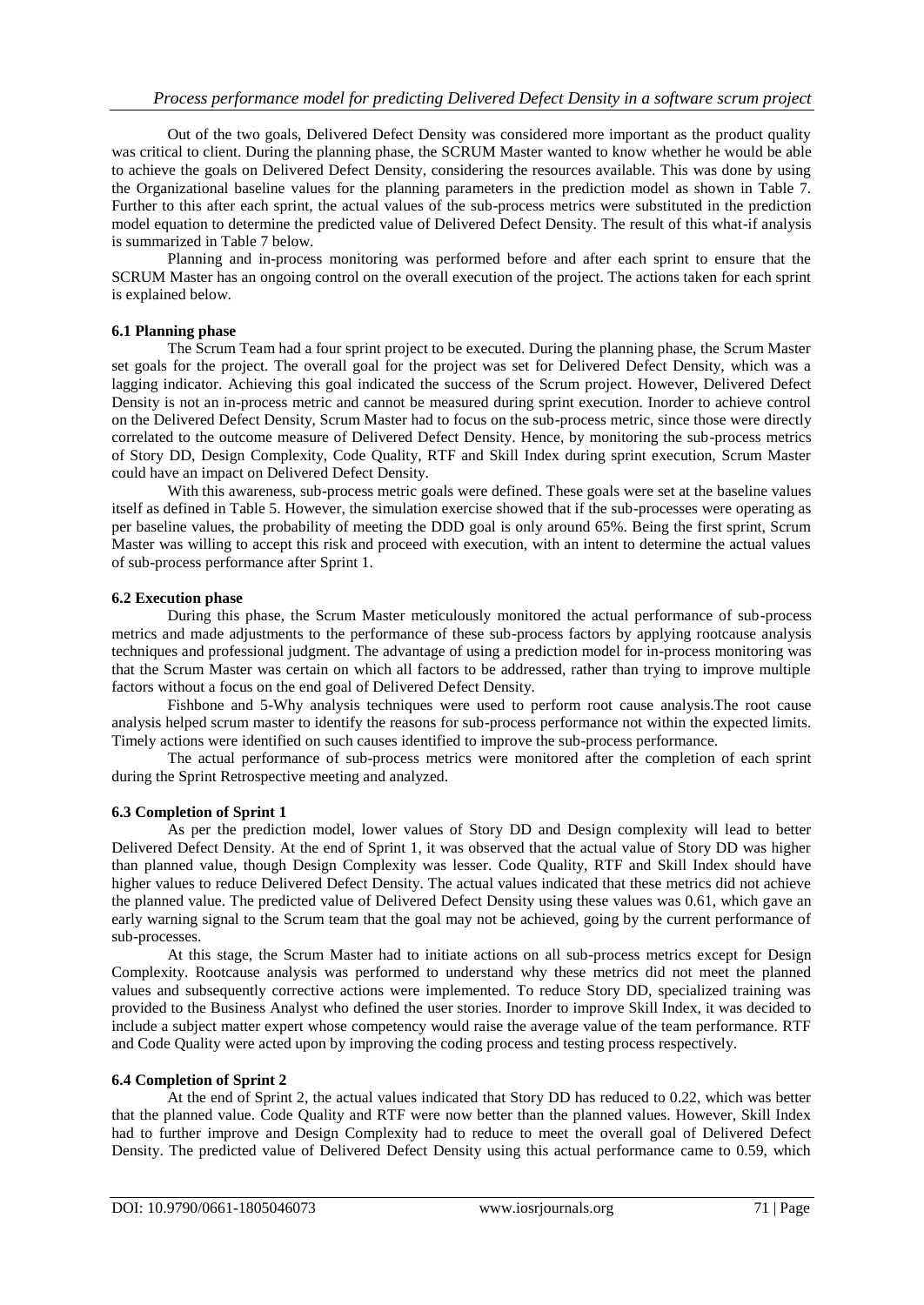Out of the two goals, Delivered Defect Density was considered more important as the product quality was critical to client. During the planning phase, the SCRUM Master wanted to know whether he would be able to achieve the goals on Delivered Defect Density, considering the resources available. This was done by using the Organizational baseline values for the planning parameters in the prediction model as shown in Table 7. Further to this after each sprint, the actual values of the sub-process metrics were substituted in the prediction model equation to determine the predicted value of Delivered Defect Density. The result of this what-if analysis is summarized in Table 7 below.

Planning and in-process monitoring was performed before and after each sprint to ensure that the SCRUM Master has an ongoing control on the overall execution of the project. The actions taken for each sprint is explained below.

### 6.1 Planning phase

The Scrum Team had a four sprint project to be executed. During the planning phase, the Scrum Master set goals for the project. The overall goal for the project was set for Delivered Defect Density, which was a lagging indicator. Achieving this goal indicated the success of the Scrum project. However, Delivered Defect Density is not an in-process metric and cannot be measured during sprint execution. Inorder to achieve control on the Delivered Defect Density, Scrum Master had to focus on the sub-process metric, since those were directly correlated to the outcome measure of Delivered Defect Density. Hence, by monitoring the sub-process metrics of Story DD, Design Complexity, Code Quality, RTF and Skill Index during sprint execution, Scrum Master could have an impact on Delivered Defect Density.

With this awareness, sub-process metric goals were defined. These goals were set at the baseline values itself as defined in Table 5. However, the simulation exercise showed that if the sub-processes were operating as per baseline values, the probability of meeting the DDD goal is only around 65%. Being the first sprint, Scrum Master was willing to accept this risk and proceed with execution, with an intent to determine the actual values of sub-process performance after Sprint 1.

### 6.2 Execution phase

During this phase, the Scrum Master meticulously monitored the actual performance of sub-process metrics and made adjustments to the performance of these sub-process factors by applying rootcause analysis techniques and professional judgment. The advantage of using a prediction model for in-process monitoring was that the Scrum Master was certain on which all factors to be addressed, rather than trying to improve multiple factors without a focus on the end goal of Delivered Defect Density.

Fishbone and 5-Why analysis techniques were used to perform root cause analysis.The root cause analysis helped scrum master to identify the reasons for sub-process performance not within the expected limits. Timely actions were identified on such causes identified to improve the sub-process performance.

The actual performance of sub-process metrics were monitored after the completion of each sprint during the Sprint Retrospective meeting and analyzed.

### 6.3 Completion of Sprint 1

As per the prediction model, lower values of Story DD and Design complexity will lead to better Delivered Defect Density. At the end of Sprint 1, it was observed that the actual value of Story DD was higher than planned value, though Design Complexity was lesser. Code Quality, RTF and Skill Index should have higher values to reduce Delivered Defect Density. The actual values indicated that these metrics did not achieve the planned value. The predicted value of Delivered Defect Density using these values was 0.61, which gave an early warning signal to the Scrum team that the goal may not be achieved, going by the current performance of sub-processes.

At this stage, the Scrum Master had to initiate actions on all sub-process metrics except for Design Complexity. Rootcause analysis was performed to understand why these metrics did not meet the planned values and subsequently corrective actions were implemented. To reduce Story DD, specialized training was provided to the Business Analyst who defined the user stories. Inorder to improve Skill Index, it was decided to include a subject matter expert whose competency would raise the average value of the team performance. RTF and Code Quality were acted upon by improving the coding process and testing process respectively.

### 6.4 Completion of Sprint 2

At the end of Sprint 2, the actual values indicated that Story DD has reduced to 0.22, which was better that the planned value. Code Quality and RTF were now better than the planned values. However, Skill Index had to further improve and Design Complexity had to reduce to meet the overall goal of Delivered Defect Density. The predicted value of Delivered Defect Density using this actual performance came to 0.59, which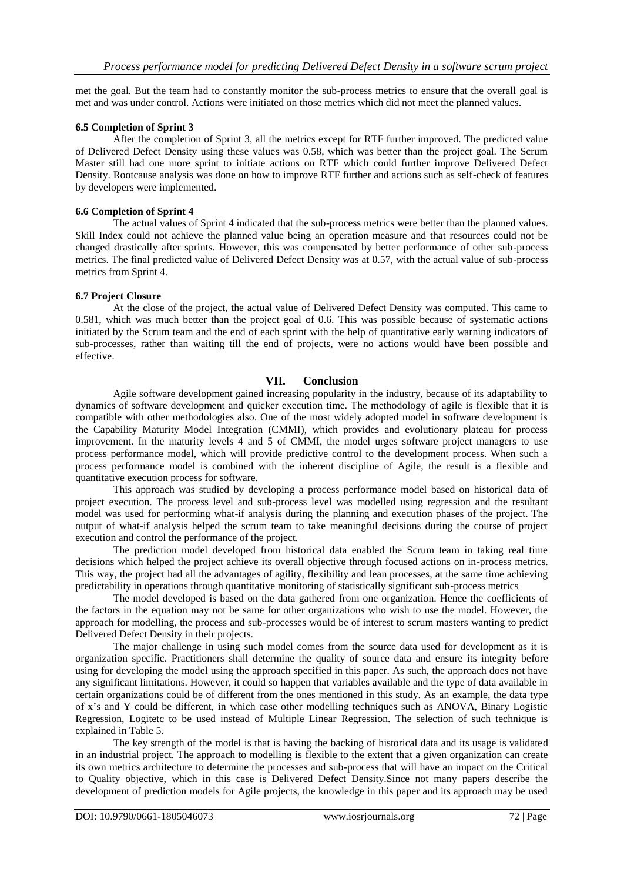met the goal. But the team had to constantly monitor the sub-process metrics to ensure that the overall goal is met and was under control. Actions were initiated on those metrics which did not meet the planned values.

### 6.5 Completion of Sprint 3

After the completion of Sprint 3, all the metrics except for RTF further improved. The predicted value of Delivered Defect Density using these values was 0.58, which was better than the project goal. The Scrum Master still had one more sprint to initiate actions on RTF which could further improve Delivered Defect Density. Rootcause analysis was done on how to improve RTF further and actions such as self-check of features by developers were implemented.

### 6.6 Completion of Sprint 4

The actual values of Sprint 4 indicated that the sub-process metrics were better than the planned values. Skill Index could not achieve the planned value being an operation measure and that resources could not be changed drastically after sprints. However, this was compensated by better performance of other sub-process metrics. The final predicted value of Delivered Defect Density was at 0.57, with the actual value of sub-process metrics from Sprint 4.

### 6.7 Project Closure

At the close of the project, the actual value of Delivered Defect Density was computed. This came to 0.581, which was much better than the project goal of 0.6. This was possible because of systematic actions initiated by the Scrum team and the end of each sprint with the help of quantitative early warning indicators of sub-processes, rather than waiting till the end of projects, were no actions would have been possible and effective.

## VII. Conclusion

Agile software development gained increasing popularity in the industry, because of its adaptability to dynamics of software development and quicker execution time. The methodology of agile is flexible that it is compatible with other methodologies also. One of the most widely adopted model in software development is the Capability Maturity Model Integration (CMMI), which provides and evolutionary plateau for process improvement. In the maturity levels 4 and 5 of CMMI, the model urges software project managers to use process performance model, which will provide predictive control to the development process. When such a process performance model is combined with the inherent discipline of Agile, the result is a flexible and quantitative execution process for software.

This approach was studied by developing a process performance model based on historical data of project execution. The process level and sub-process level was modelled using regression and the resultant model was used for performing what-if analysis during the planning and execution phases of the project. The output of what-if analysis helped the scrum team to take meaningful decisions during the course of project execution and control the performance of the project.

The prediction model developed from historical data enabled the Scrum team in taking real time decisions which helped the project achieve its overall objective through focused actions on in-process metrics. This way, the project had all the advantages of agility, flexibility and lean processes, at the same time achieving predictability in operations through quantitative monitoring of statistically significant sub-process metrics

The model developed is based on the data gathered from one organization. Hence the coefficients of the factors in the equation may not be same for other organizations who wish to use the model. However, the approach for modelling, the process and sub-processes would be of interest to scrum masters wanting to predict Delivered Defect Density in their projects.

The major challenge in using such model comes from the source data used for development as it is organization specific. Practitioners shall determine the quality of source data and ensure its integrity before using for developing the model using the approach specified in this paper. As such, the approach does not have any significant limitations. However, it could so happen that variables available and the type of data available in certain organizations could be of different from the ones mentioned in this study. As an example, the data type of x's and Y could be different, in which case other modelling techniques such as ANOVA, Binary Logistic Regression, Logitetc to be used instead of Multiple Linear Regression. The selection of such technique is explained in Table 5.

The key strength of the model is that is having the backing of historical data and its usage is validated in an industrial project. The approach to modelling is flexible to the extent that a given organization can create its own metrics architecture to determine the processes and sub-process that will have an impact on the Critical to Quality objective, which in this case is Delivered Defect Density.Since not many papers describe the development of prediction models for Agile projects, the knowledge in this paper and its approach may be used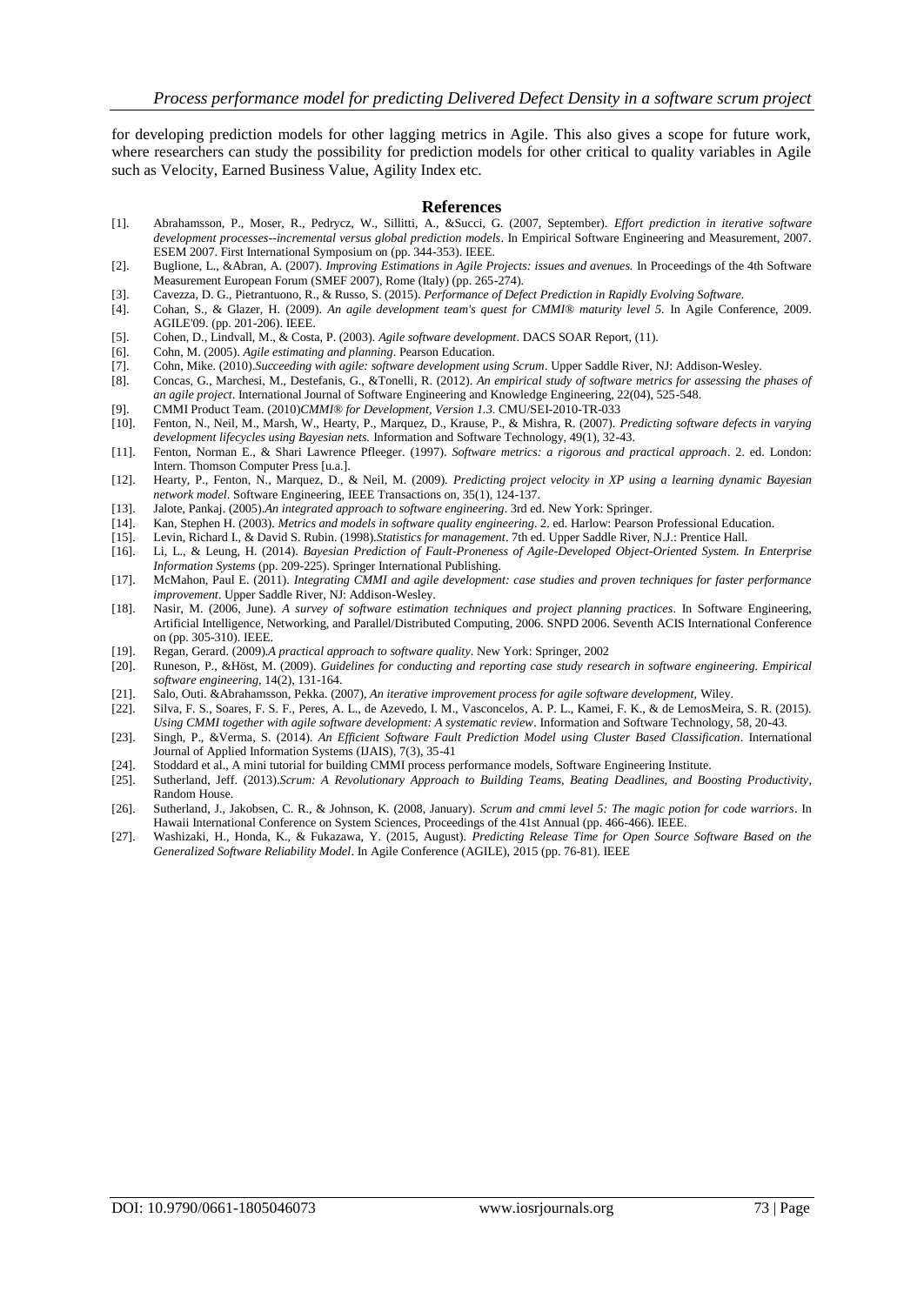for developing prediction models for other lagging metrics in Agile. This also gives a scope for future work, where researchers can study the possibility for prediction models for other critical to quality variables in Agile such as Velocity, Earned Business Value, Agility Index etc.

## References

[1]. Abrahamsson, P., Moser, R., Pedrycz, W., Sillitti, A., &Succi, G. (2007, September). *Effort prediction in iterative software development processes--incremental versus global prediction models*. In Empirical Software Engineering and Measurement, 2007. ESEM 2007. First International Symposium on (pp. 344-353). IEEE.

[2]. Buglione, L., &Abran, A. (2007). *Improving Estimations in Agile Projects: issues and avenues.* In Proceedings of the 4th Software Measurement European Forum (SMEF 2007), Rome (Italy) (pp. 265-274).

[3]. Cavezza, D. G., Pietrantuono, R., & Russo, S. (2015). *Performance of Defect Prediction in Rapidly Evolving Software.*

[4]. Cohan, S., & Glazer, H. (2009). *An agile development team's quest for CMMI® maturity level 5.* In Agile Conference, 2009. AGILE'09. (pp. 201-206). IEEE.

[5]. Cohen, D., Lindvall, M., & Costa, P. (2003). *Agile software development*. DACS SOAR Report, (11).

[6]. Cohn, M. (2005). *Agile estimating and planning*. Pearson Education.

[7]. Cohn, Mike. (2010).*Succeeding with agile: software development using Scrum*. Upper Saddle River, NJ: Addison-Wesley.

[8]. Concas, G., Marchesi, M., Destefanis, G., &Tonelli, R. (2012). *An empirical study of software metrics for assessing the phases of an agile project*. International Journal of Software Engineering and Knowledge Engineering, 22(04), 525-548.

[9]. CMMI Product Team. (2010)*CMMI® for Development, Version 1.3*. CMU/SEI-2010-TR-033

[10]. Fenton, N., Neil, M., Marsh, W., Hearty, P., Marquez, D., Krause, P., & Mishra, R. (2007). *Predicting software defects in varying development lifecycles using Bayesian nets.* Information and Software Technology, 49(1), 32-43.

[11]. Fenton, Norman E., & Shari Lawrence Pfleeger. (1997). *Software metrics: a rigorous and practical approach*. 2. ed. London: Intern. Thomson Computer Press [u.a.].

[12]. Hearty, P., Fenton, N., Marquez, D., & Neil, M. (2009). *Predicting project velocity in XP using a learning dynamic Bayesian network model*. Software Engineering, IEEE Transactions on, 35(1), 124-137.

[13]. Jalote, Pankaj. (2005).*An integrated approach to software engineering*. 3rd ed. New York: Springer.

[14]. Kan, Stephen H. (2003). *Metrics and models in software quality engineering*. 2. ed. Harlow: Pearson Professional Education.

[15]. Levin, Richard I., & David S. Rubin. (1998).*Statistics for management*. 7th ed. Upper Saddle River, N.J.: Prentice Hall.

[16]. Li, L., & Leung, H. (2014). *Bayesian Prediction of Fault-Proneness of Agile-Developed Object-Oriented System. In Enterprise Information Systems* (pp. 209-225). Springer International Publishing.

[17]. McMahon, Paul E. (2011). *Integrating CMMI and agile development: case studies and proven techniques for faster performance improvement*. Upper Saddle River, NJ: Addison-Wesley.

[18]. Nasir, M. (2006, June). *A survey of software estimation techniques and project planning practices*. In Software Engineering, Artificial Intelligence, Networking, and Parallel/Distributed Computing, 2006. SNPD 2006. Seventh ACIS International Conference on (pp. 305-310). IEEE.

[19]. Regan, Gerard. (2009).*A practical approach to software quality*. New York: Springer, 2002

[20]. Runeson, P., &Höst, M. (2009). *Guidelines for conducting and reporting case study research in software engineering. Empirical software engineering*, 14(2), 131-164.

[21]. Salo, Outi. &Abrahamsson, Pekka. (2007), *An iterative improvement process for agile software development*, Wiley.

[22]. Silva, F. S., Soares, F. S. F., Peres, A. L., de Azevedo, I. M., Vasconcelos, A. P. L., Kamei, F. K., & de LemosMeira, S. R. (2015). *Using CMMI together with agile software development: A systematic review*. Information and Software Technology, 58, 20-43.

[23]. Singh, P., &Verma, S. (2014). *An Efficient Software Fault Prediction Model using Cluster Based Classification*. International Journal of Applied Information Systems (IJAIS), 7(3), 35-41

[24]. Stoddard et al., A mini tutorial for building CMMI process performance models, Software Engineering Institute.

[25]. Sutherland, Jeff. (2013).*Scrum: A Revolutionary Approach to Building Teams, Beating Deadlines, and Boosting Productivity*, Random House.

[26]. Sutherland, J., Jakobsen, C. R., & Johnson, K. (2008, January). *Scrum and cmmi level 5: The magic potion for code warriors*. In Hawaii International Conference on System Sciences, Proceedings of the 41st Annual (pp. 466-466). IEEE.

[27]. Washizaki, H., Honda, K., & Fukazawa, Y. (2015, August). *Predicting Release Time for Open Source Software Based on the Generalized Software Reliability Model*. In Agile Conference (AGILE), 2015 (pp. 76-81). IEEE